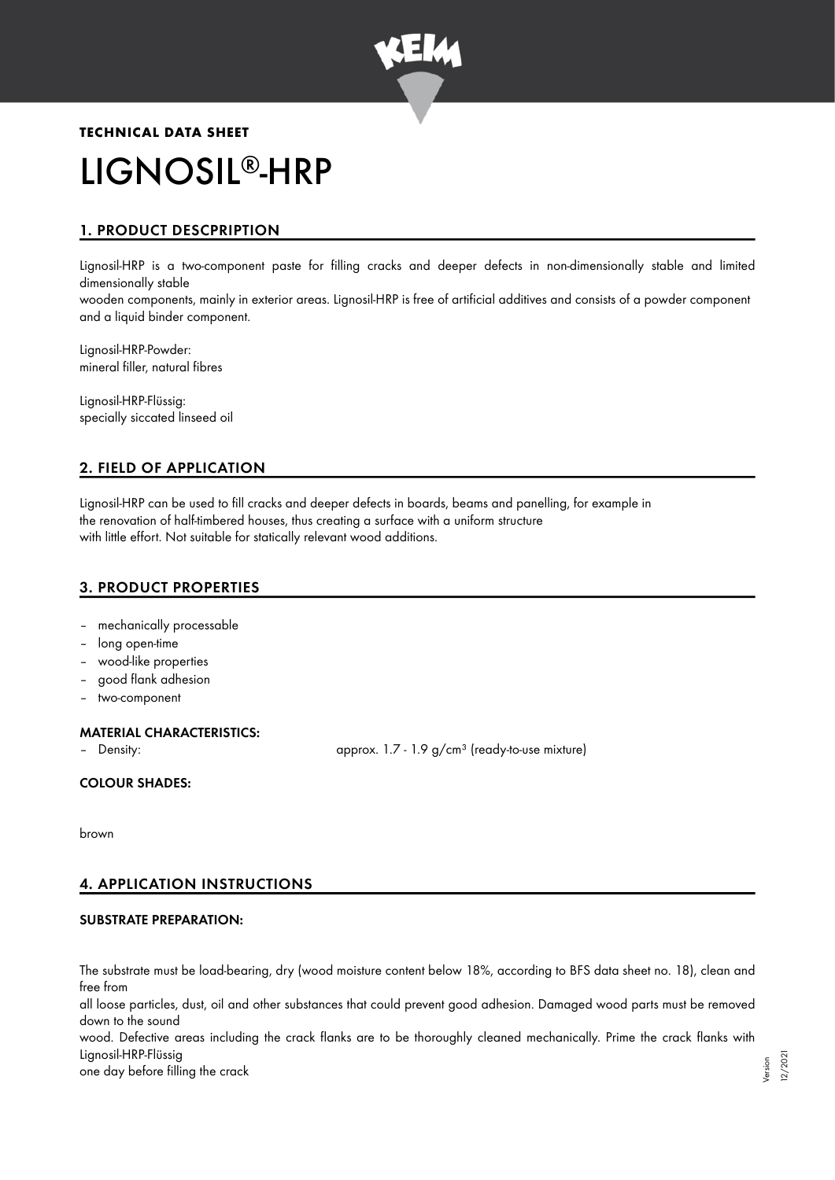**TECHNICAL DATA SHEET**

# LIGNOSIL®-HRP

## 1. PRODUCT DESCPRIPTION

Lignosil-HRP is a two-component paste for filling cracks and deeper defects in non-dimensionally stable and limited dimensionally stable
wooden components, mainly in exterior areas. Lignosil-HRP is free of artificial additives and consists of a powder component and a liquid binder component.

Lignosil-HRP-Powder:
mineral filler, natural fibres

Lignosil-HRP-Flüssig:
specially siccated linseed oil

## 2. FIELD OF APPLICATION

Lignosil-HRP can be used to fill cracks and deeper defects in boards, beams and panelling, for example in the renovation of half-timbered houses, thus creating a surface with a uniform structure with little effort. Not suitable for statically relevant wood additions.

## 3. PRODUCT PROPERTIES

- mechanically processable
- long open-time
- wood-like properties
- good flank adhesion
- two-component

### MATERIAL CHARACTERISTICS:

- Density: approx. 1.7 - 1.9 g/cm³ (ready-to-use mixture)

### COLOUR SHADES:

brown

## 4. APPLICATION INSTRUCTIONS

### SUBSTRATE PREPARATION:

The substrate must be load-bearing, dry (wood moisture content below 18%, according to BFS data sheet no. 18), clean and free from
all loose particles, dust, oil and other substances that could prevent good adhesion. Damaged wood parts must be removed down to the sound
wood. Defective areas including the crack flanks are to be thoroughly cleaned mechanically. Prime the crack flanks with Lignosil-HRP-Flüssig
one day before filling the crack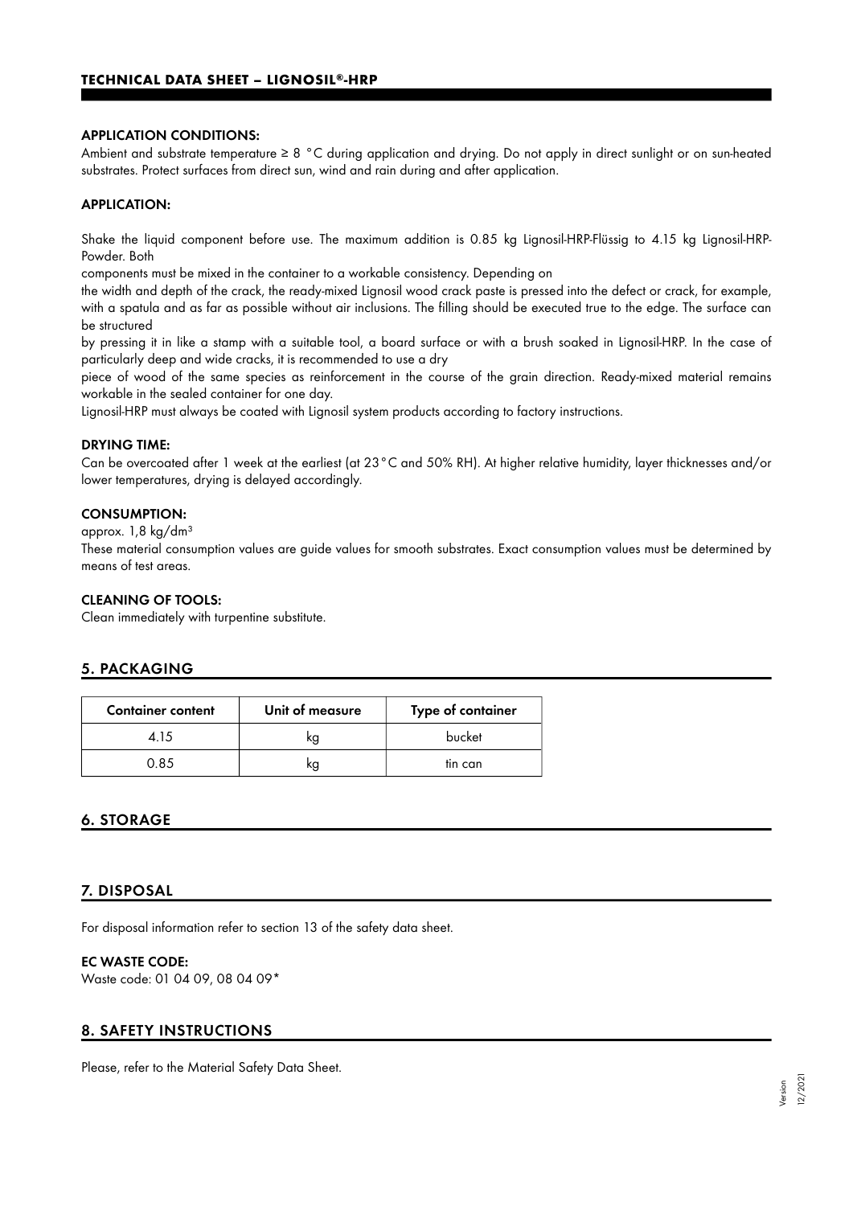#### APPLICATION CONDITIONS:

Ambient and substrate temperature ≥ 8 °C during application and drying. Do not apply in direct sunlight or on sun-heated substrates. Protect surfaces from direct sun, wind and rain during and after application.

#### APPLICATION:

Shake the liquid component before use. The maximum addition is 0.85 kg Lignosil-HRP-Flüssig to 4.15 kg Lignosil-HRP-Powder. Both components must be mixed in the container to a workable consistency. Depending on the width and depth of the crack, the ready-mixed Lignosil wood crack paste is pressed into the defect or crack, for example, with a spatula and as far as possible without air inclusions. The filling should be executed true to the edge. The surface can be structured by pressing it in like a stamp with a suitable tool, a board surface or with a brush soaked in Lignosil-HRP. In the case of particularly deep and wide cracks, it is recommended to use a dry piece of wood of the same species as reinforcement in the course of the grain direction. Ready-mixed material remains workable in the sealed container for one day.

Lignosil-HRP must always be coated with Lignosil system products according to factory instructions.

#### DRYING TIME:

Can be overcoated after 1 week at the earliest (at 23°C and 50% RH). At higher relative humidity, layer thicknesses and/or lower temperatures, drying is delayed accordingly.

#### CONSUMPTION:

approx. 1,8 kg/dm³

These material consumption values are guide values for smooth substrates. Exact consumption values must be determined by means of test areas.

#### CLEANING OF TOOLS:

Clean immediately with turpentine substitute.

## 5. PACKAGING

| Container content | Unit of measure | Type of container |
|---|---|---|
| 4.15 | kg | bucket |
| 0.85 | kg | tin can |

## 6. STORAGE

## 7. DISPOSAL

For disposal information refer to section 13 of the safety data sheet.

#### EC WASTE CODE:

Waste code: 01 04 09, 08 04 09*

## 8. SAFETY INSTRUCTIONS

Please, refer to the Material Safety Data Sheet.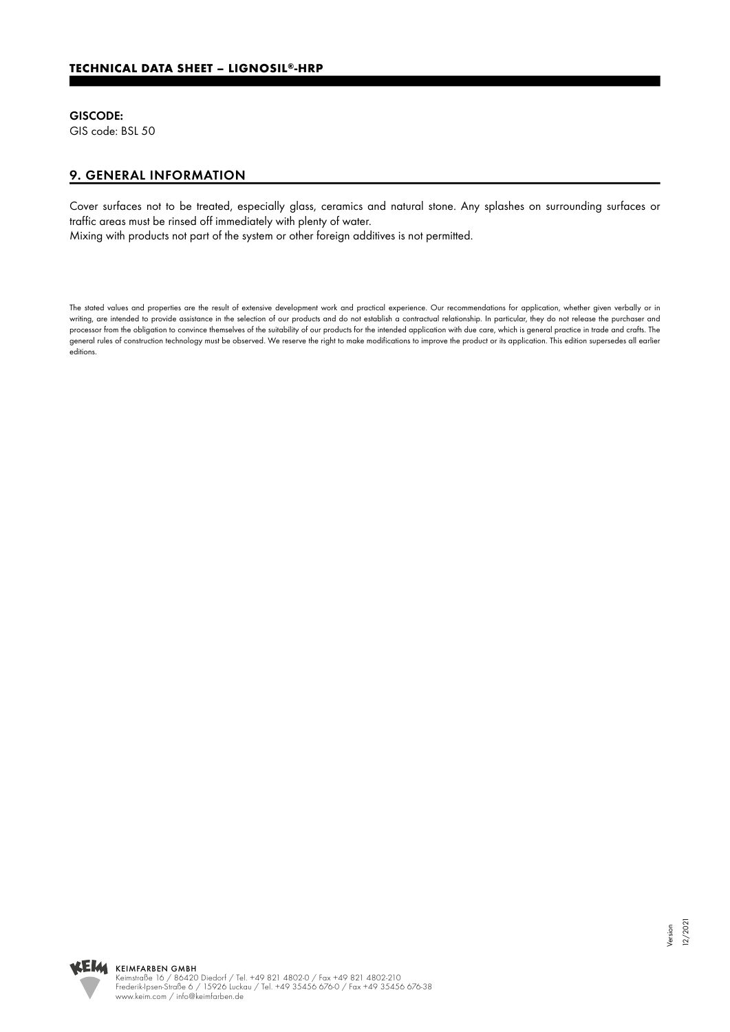### GISCODE:

GIS code: BSL 50

## 9. GENERAL INFORMATION

Cover surfaces not to be treated, especially glass, ceramics and natural stone. Any splashes on surrounding surfaces or traffic areas must be rinsed off immediately with plenty of water.
Mixing with products not part of the system or other foreign additives is not permitted.

The stated values and properties are the result of extensive development work and practical experience. Our recommendations for application, whether given verbally or in writing, are intended to provide assistance in the selection of our products and do not establish a contractual relationship. In particular, they do not release the purchaser and processor from the obligation to convince themselves of the suitability of our products for the intended application with due care, which is general practice in trade and crafts. The general rules of construction technology must be observed. We reserve the right to make modifications to improve the product or its application. This edition supersedes all earlier editions.